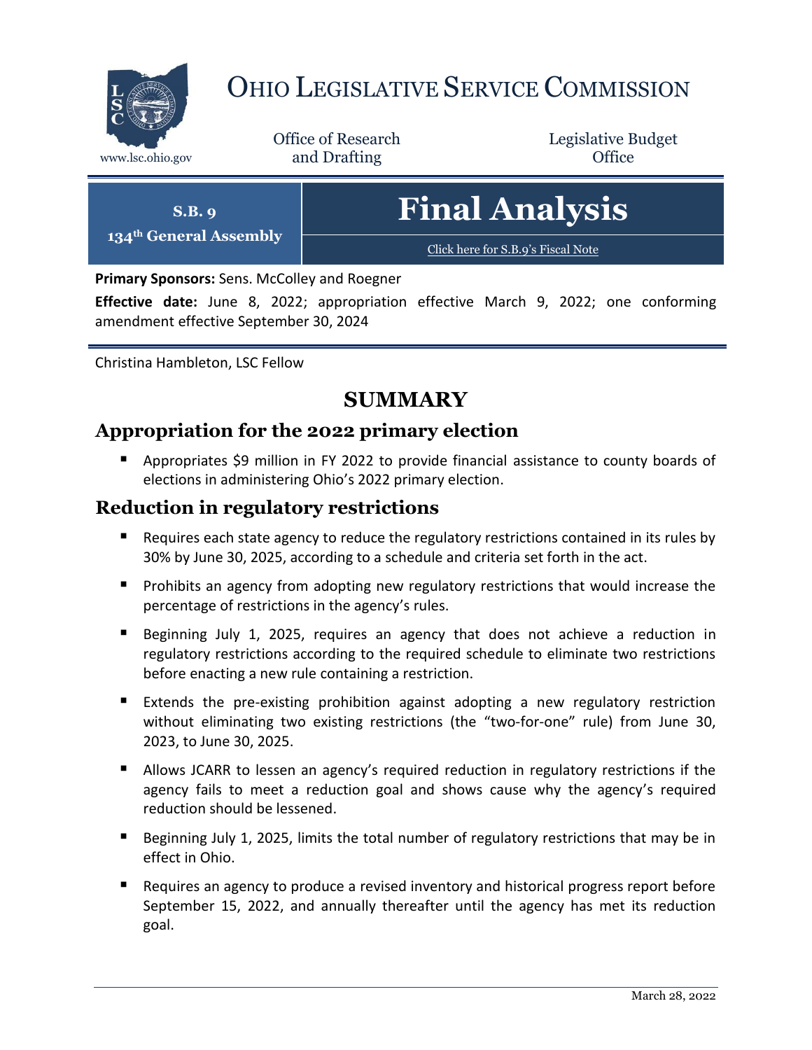# Ohio Legislative Service Commission

www.lsc.ohio.gov

Office of Research and Drafting

Legislative Budget Office

**S.B. 9**

**134th General Assembly**

# Final Analysis

Click here for S.B.9's Fiscal Note

**Primary Sponsors:** Sens. McColley and Roegner

**Effective date:** June 8, 2022; appropriation effective March 9, 2022; one conforming amendment effective September 30, 2024

Christina Hambleton, LSC Fellow

## SUMMARY

### Appropriation for the 2022 primary election

- Appropriates $9 million in FY 2022 to provide financial assistance to county boards of elections in administering Ohio's 2022 primary election.

### Reduction in regulatory restrictions

- Requires each state agency to reduce the regulatory restrictions contained in its rules by 30% by June 30, 2025, according to a schedule and criteria set forth in the act.
- Prohibits an agency from adopting new regulatory restrictions that would increase the percentage of restrictions in the agency's rules.
- Beginning July 1, 2025, requires an agency that does not achieve a reduction in regulatory restrictions according to the required schedule to eliminate two restrictions before enacting a new rule containing a restriction.
- Extends the pre-existing prohibition against adopting a new regulatory restriction without eliminating two existing restrictions (the "two-for-one" rule) from June 30, 2023, to June 30, 2025.
- Allows JCARR to lessen an agency's required reduction in regulatory restrictions if the agency fails to meet a reduction goal and shows cause why the agency's required reduction should be lessened.
- Beginning July 1, 2025, limits the total number of regulatory restrictions that may be in effect in Ohio.
- Requires an agency to produce a revised inventory and historical progress report before September 15, 2022, and annually thereafter until the agency has met its reduction goal.

March 28, 2022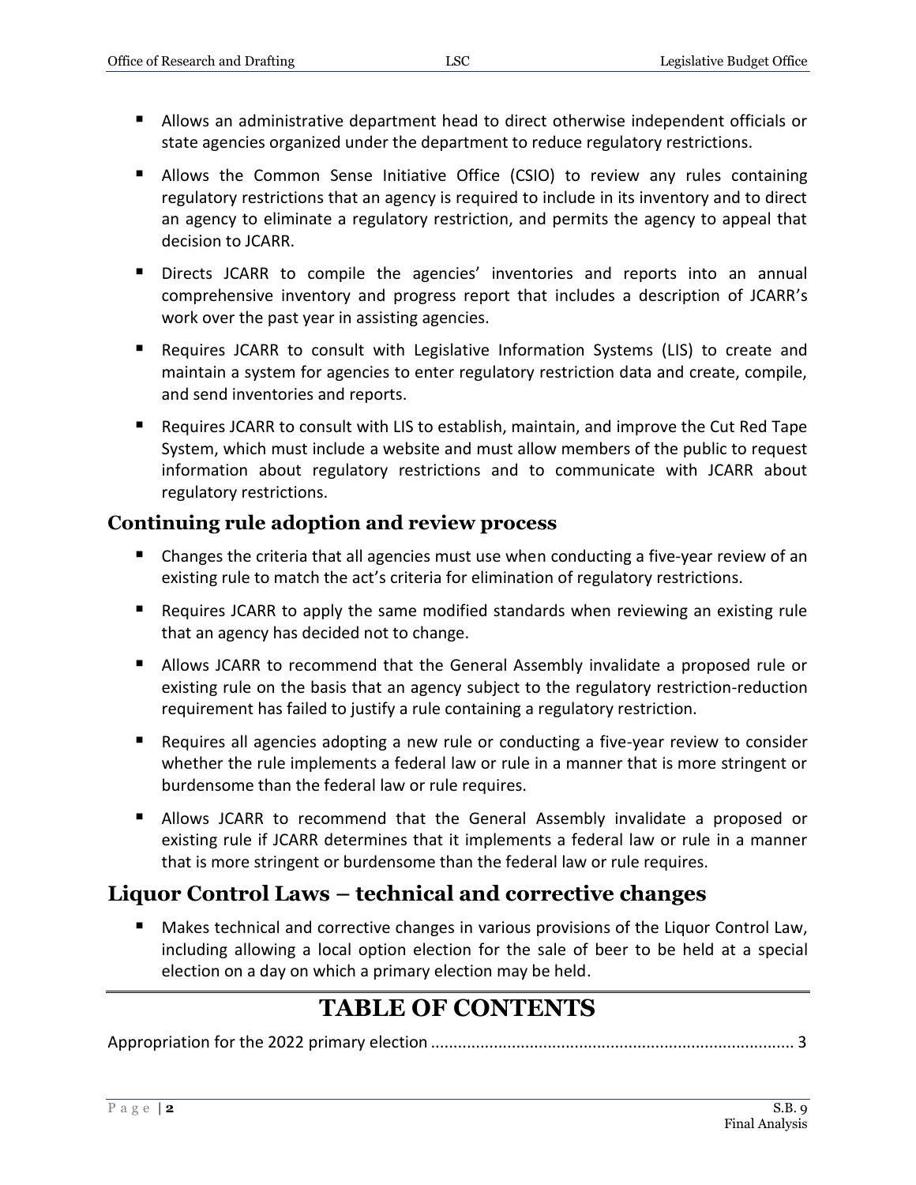- Allows an administrative department head to direct otherwise independent officials or state agencies organized under the department to reduce regulatory restrictions.
- Allows the Common Sense Initiative Office (CSIO) to review any rules containing regulatory restrictions that an agency is required to include in its inventory and to direct an agency to eliminate a regulatory restriction, and permits the agency to appeal that decision to JCARR.
- Directs JCARR to compile the agencies' inventories and reports into an annual comprehensive inventory and progress report that includes a description of JCARR's work over the past year in assisting agencies.
- Requires JCARR to consult with Legislative Information Systems (LIS) to create and maintain a system for agencies to enter regulatory restriction data and create, compile, and send inventories and reports.
- Requires JCARR to consult with LIS to establish, maintain, and improve the Cut Red Tape System, which must include a website and must allow members of the public to request information about regulatory restrictions and to communicate with JCARR about regulatory restrictions.

### Continuing rule adoption and review process

- Changes the criteria that all agencies must use when conducting a five-year review of an existing rule to match the act's criteria for elimination of regulatory restrictions.
- Requires JCARR to apply the same modified standards when reviewing an existing rule that an agency has decided not to change.
- Allows JCARR to recommend that the General Assembly invalidate a proposed rule or existing rule on the basis that an agency subject to the regulatory restriction-reduction requirement has failed to justify a rule containing a regulatory restriction.
- Requires all agencies adopting a new rule or conducting a five-year review to consider whether the rule implements a federal law or rule in a manner that is more stringent or burdensome than the federal law or rule requires.
- Allows JCARR to recommend that the General Assembly invalidate a proposed or existing rule if JCARR determines that it implements a federal law or rule in a manner that is more stringent or burdensome than the federal law or rule requires.

## Liquor Control Laws – technical and corrective changes

- Makes technical and corrective changes in various provisions of the Liquor Control Law, including allowing a local option election for the sale of beer to be held at a special election on a day on which a primary election may be held.

# TABLE OF CONTENTS

Appropriation for the 2022 primary election ................................................................................ 3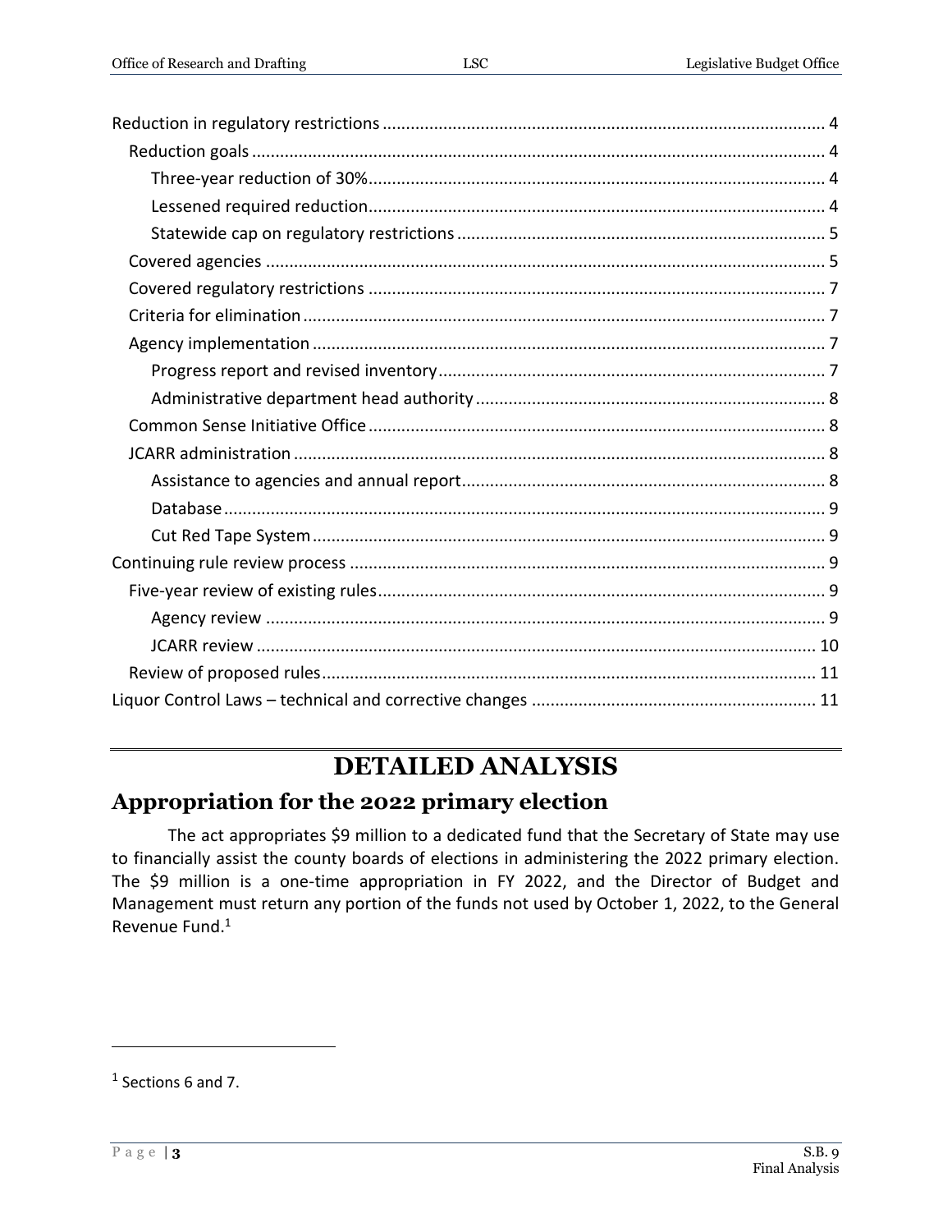Reduction in regulatory restrictions ............................................................................................. 4

  Reduction goals ......................................................................................................................... 4

    Three-year reduction of 30% ................................................................................................ 4

    Lessened required reduction ................................................................................................ 4

    Statewide cap on regulatory restrictions ............................................................................. 5

  Covered agencies ...................................................................................................................... 5

  Covered regulatory restrictions ................................................................................................ 7

  Criteria for elimination .............................................................................................................. 7

  Agency implementation ............................................................................................................ 7

    Progress report and revised inventory .................................................................................. 7

    Administrative department head authority .......................................................................... 8

  Common Sense Initiative Office ................................................................................................ 8

  JCARR administration ................................................................................................................ 8

    Assistance to agencies and annual report ............................................................................ 8

    Database ................................................................................................................................ 9

    Cut Red Tape System ............................................................................................................ 9

Continuing rule review process .................................................................................................... 9

  Five-year review of existing rules .............................................................................................. 9

    Agency review ...................................................................................................................... 9

    JCARR review ...................................................................................................................... 10

  Review of proposed rules ........................................................................................................ 11

Liquor Control Laws – technical and corrective changes ............................................................ 11

# DETAILED ANALYSIS

## Appropriation for the 2022 primary election

The act appropriates $9 million to a dedicated fund that the Secretary of State may use to financially assist the county boards of elections in administering the 2022 primary election. The $9 million is a one-time appropriation in FY 2022, and the Director of Budget and Management must return any portion of the funds not used by October 1, 2022, to the General Revenue Fund.[1]

---

[1] Sections 6 and 7.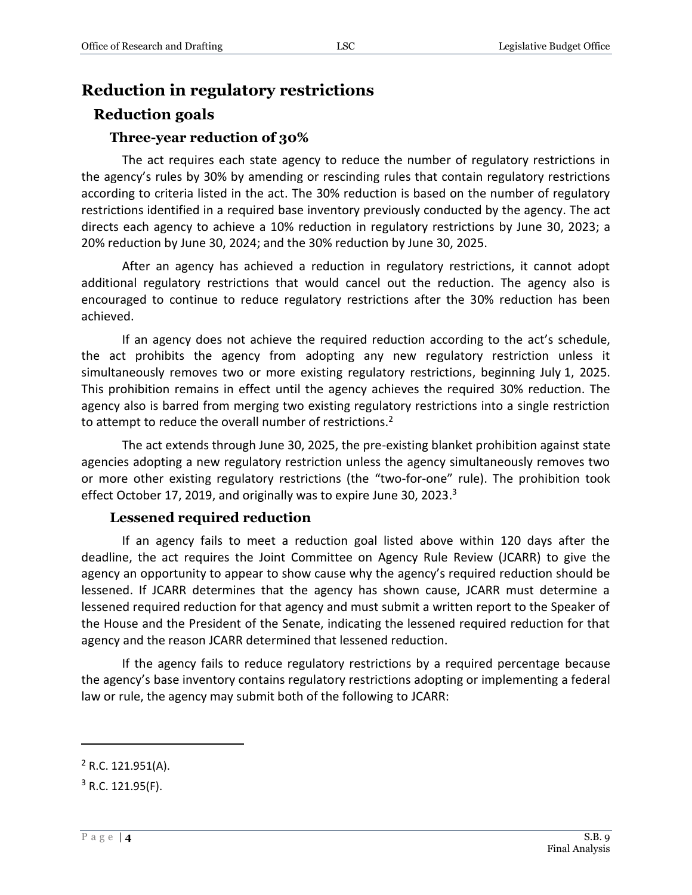## Reduction in regulatory restrictions

### Reduction goals

#### Three-year reduction of 30%

The act requires each state agency to reduce the number of regulatory restrictions in the agency's rules by 30% by amending or rescinding rules that contain regulatory restrictions according to criteria listed in the act. The 30% reduction is based on the number of regulatory restrictions identified in a required base inventory previously conducted by the agency. The act directs each agency to achieve a 10% reduction in regulatory restrictions by June 30, 2023; a 20% reduction by June 30, 2024; and the 30% reduction by June 30, 2025.

After an agency has achieved a reduction in regulatory restrictions, it cannot adopt additional regulatory restrictions that would cancel out the reduction. The agency also is encouraged to continue to reduce regulatory restrictions after the 30% reduction has been achieved.

If an agency does not achieve the required reduction according to the act's schedule, the act prohibits the agency from adopting any new regulatory restriction unless it simultaneously removes two or more existing regulatory restrictions, beginning July 1, 2025. This prohibition remains in effect until the agency achieves the required 30% reduction. The agency also is barred from merging two existing regulatory restrictions into a single restriction to attempt to reduce the overall number of restrictions.[2]

The act extends through June 30, 2025, the pre-existing blanket prohibition against state agencies adopting a new regulatory restriction unless the agency simultaneously removes two or more other existing regulatory restrictions (the "two-for-one" rule). The prohibition took effect October 17, 2019, and originally was to expire June 30, 2023.[3]

#### Lessened required reduction

If an agency fails to meet a reduction goal listed above within 120 days after the deadline, the act requires the Joint Committee on Agency Rule Review (JCARR) to give the agency an opportunity to appear to show cause why the agency's required reduction should be lessened. If JCARR determines that the agency has shown cause, JCARR must determine a lessened required reduction for that agency and must submit a written report to the Speaker of the House and the President of the Senate, indicating the lessened required reduction for that agency and the reason JCARR determined that lessened reduction.

If the agency fails to reduce regulatory restrictions by a required percentage because the agency's base inventory contains regulatory restrictions adopting or implementing a federal law or rule, the agency may submit both of the following to JCARR:

---

[2] R.C. 121.951(A).

[3] R.C. 121.95(F).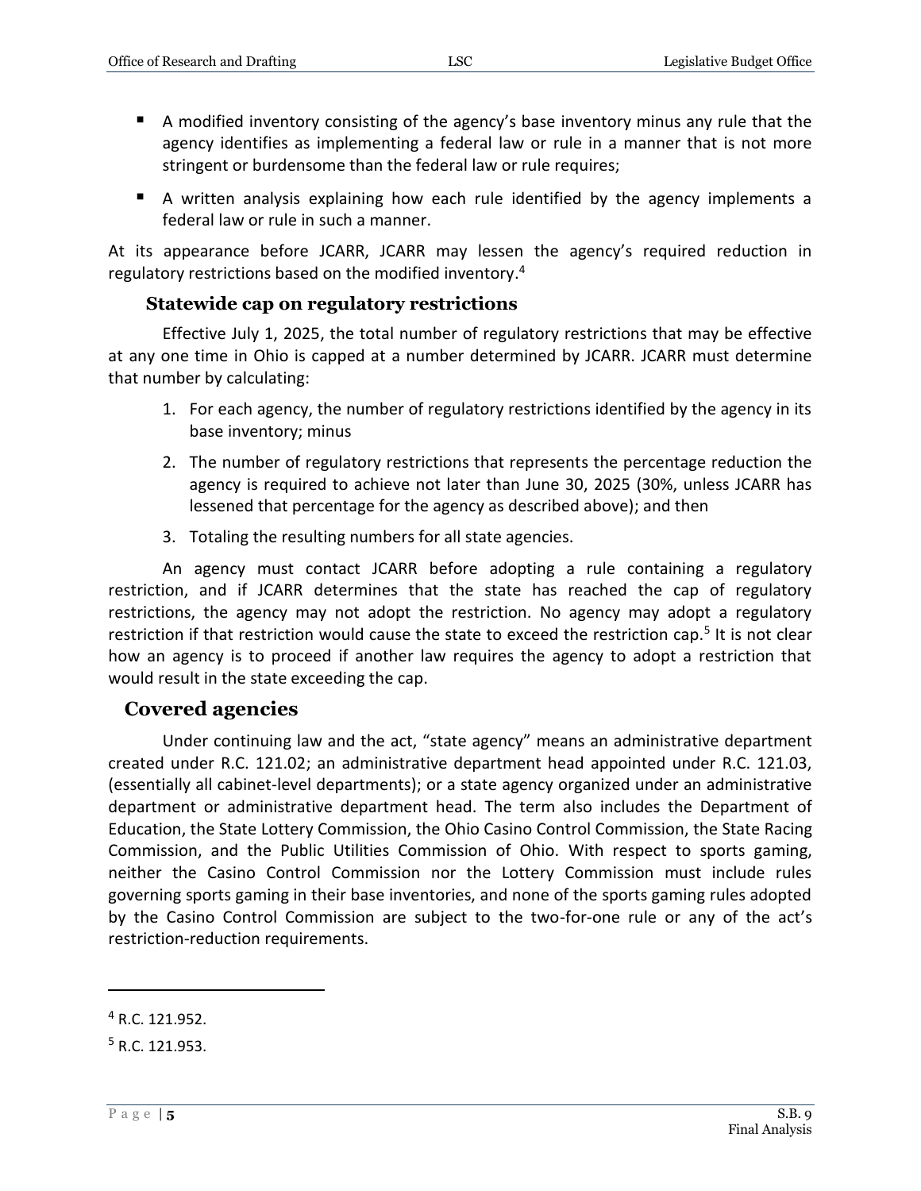- A modified inventory consisting of the agency's base inventory minus any rule that the agency identifies as implementing a federal law or rule in a manner that is not more stringent or burdensome than the federal law or rule requires;
- A written analysis explaining how each rule identified by the agency implements a federal law or rule in such a manner.

At its appearance before JCARR, JCARR may lessen the agency's required reduction in regulatory restrictions based on the modified inventory.[4]

### Statewide cap on regulatory restrictions

Effective July 1, 2025, the total number of regulatory restrictions that may be effective at any one time in Ohio is capped at a number determined by JCARR. JCARR must determine that number by calculating:

1. For each agency, the number of regulatory restrictions identified by the agency in its base inventory; minus
2. The number of regulatory restrictions that represents the percentage reduction the agency is required to achieve not later than June 30, 2025 (30%, unless JCARR has lessened that percentage for the agency as described above); and then
3. Totaling the resulting numbers for all state agencies.

An agency must contact JCARR before adopting a rule containing a regulatory restriction, and if JCARR determines that the state has reached the cap of regulatory restrictions, the agency may not adopt the restriction. No agency may adopt a regulatory restriction if that restriction would cause the state to exceed the restriction cap.[5] It is not clear how an agency is to proceed if another law requires the agency to adopt a restriction that would result in the state exceeding the cap.

## Covered agencies

Under continuing law and the act, "state agency" means an administrative department created under R.C. 121.02; an administrative department head appointed under R.C. 121.03, (essentially all cabinet-level departments); or a state agency organized under an administrative department or administrative department head. The term also includes the Department of Education, the State Lottery Commission, the Ohio Casino Control Commission, the State Racing Commission, and the Public Utilities Commission of Ohio. With respect to sports gaming, neither the Casino Control Commission nor the Lottery Commission must include rules governing sports gaming in their base inventories, and none of the sports gaming rules adopted by the Casino Control Commission are subject to the two-for-one rule or any of the act's restriction-reduction requirements.

---

[4] R.C. 121.952.

[5] R.C. 121.953.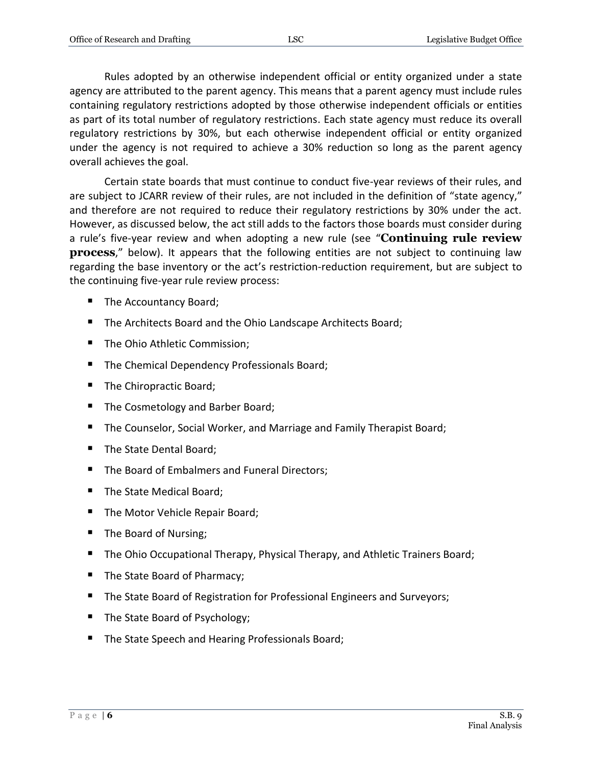Rules adopted by an otherwise independent official or entity organized under a state agency are attributed to the parent agency. This means that a parent agency must include rules containing regulatory restrictions adopted by those otherwise independent officials or entities as part of its total number of regulatory restrictions. Each state agency must reduce its overall regulatory restrictions by 30%, but each otherwise independent official or entity organized under the agency is not required to achieve a 30% reduction so long as the parent agency overall achieves the goal.

Certain state boards that must continue to conduct five-year reviews of their rules, and are subject to JCARR review of their rules, are not included in the definition of "state agency," and therefore are not required to reduce their regulatory restrictions by 30% under the act. However, as discussed below, the act still adds to the factors those boards must consider during a rule's five-year review and when adopting a new rule (see "**Continuing rule review process**," below). It appears that the following entities are not subject to continuing law regarding the base inventory or the act's restriction-reduction requirement, but are subject to the continuing five-year rule review process:

- The Accountancy Board;
- The Architects Board and the Ohio Landscape Architects Board;
- The Ohio Athletic Commission;
- The Chemical Dependency Professionals Board;
- The Chiropractic Board;
- The Cosmetology and Barber Board;
- The Counselor, Social Worker, and Marriage and Family Therapist Board;
- The State Dental Board;
- The Board of Embalmers and Funeral Directors;
- The State Medical Board;
- The Motor Vehicle Repair Board;
- The Board of Nursing;
- The Ohio Occupational Therapy, Physical Therapy, and Athletic Trainers Board;
- The State Board of Pharmacy;
- The State Board of Registration for Professional Engineers and Surveyors;
- The State Board of Psychology;
- The State Speech and Hearing Professionals Board;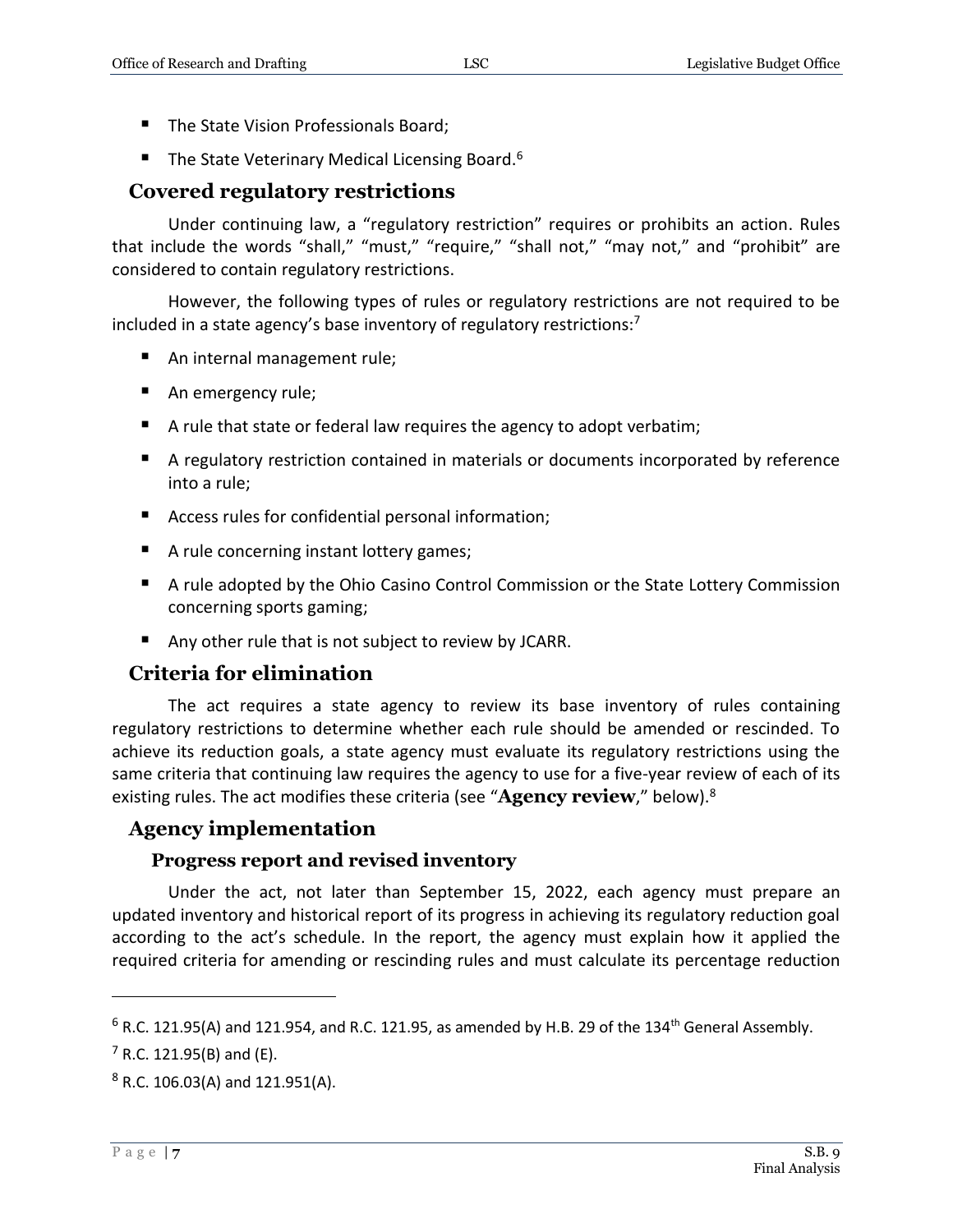- The State Vision Professionals Board;
- The State Veterinary Medical Licensing Board.[6]

## Covered regulatory restrictions

Under continuing law, a "regulatory restriction" requires or prohibits an action. Rules that include the words "shall," "must," "require," "shall not," "may not," and "prohibit" are considered to contain regulatory restrictions.

However, the following types of rules or regulatory restrictions are not required to be included in a state agency's base inventory of regulatory restrictions:[7]

- An internal management rule;
- An emergency rule;
- A rule that state or federal law requires the agency to adopt verbatim;
- A regulatory restriction contained in materials or documents incorporated by reference into a rule;
- Access rules for confidential personal information;
- A rule concerning instant lottery games;
- A rule adopted by the Ohio Casino Control Commission or the State Lottery Commission concerning sports gaming;
- Any other rule that is not subject to review by JCARR.

## Criteria for elimination

The act requires a state agency to review its base inventory of rules containing regulatory restrictions to determine whether each rule should be amended or rescinded. To achieve its reduction goals, a state agency must evaluate its regulatory restrictions using the same criteria that continuing law requires the agency to use for a five-year review of each of its existing rules. The act modifies these criteria (see "**Agency review**," below).[8]

## Agency implementation

### Progress report and revised inventory

Under the act, not later than September 15, 2022, each agency must prepare an updated inventory and historical report of its progress in achieving its regulatory reduction goal according to the act's schedule. In the report, the agency must explain how it applied the required criteria for amending or rescinding rules and must calculate its percentage reduction

---

[6] R.C. 121.95(A) and 121.954, and R.C. 121.95, as amended by H.B. 29 of the 134th General Assembly.

[7] R.C. 121.95(B) and (E).

[8] R.C. 106.03(A) and 121.951(A).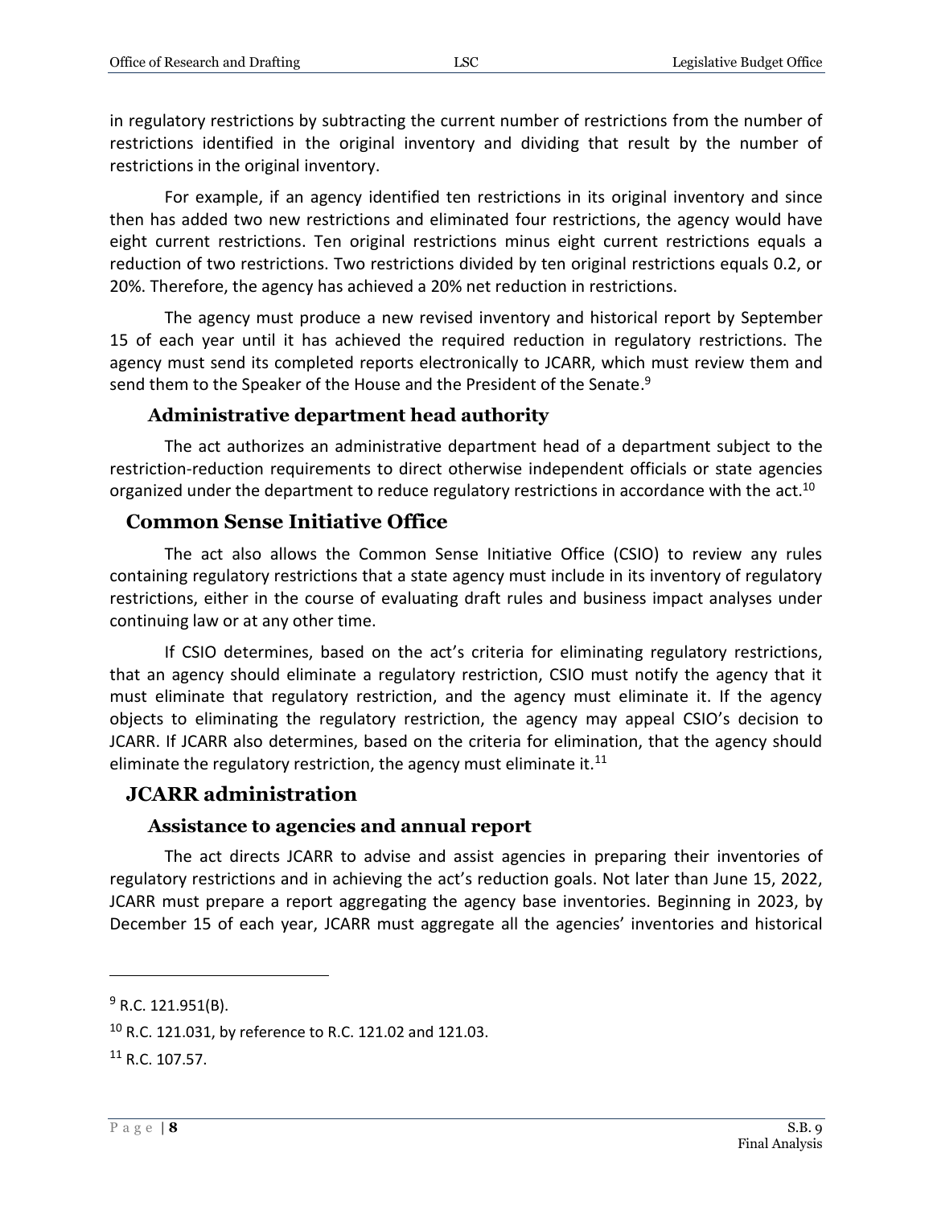in regulatory restrictions by subtracting the current number of restrictions from the number of restrictions identified in the original inventory and dividing that result by the number of restrictions in the original inventory.

For example, if an agency identified ten restrictions in its original inventory and since then has added two new restrictions and eliminated four restrictions, the agency would have eight current restrictions. Ten original restrictions minus eight current restrictions equals a reduction of two restrictions. Two restrictions divided by ten original restrictions equals 0.2, or 20%. Therefore, the agency has achieved a 20% net reduction in restrictions.

The agency must produce a new revised inventory and historical report by September 15 of each year until it has achieved the required reduction in regulatory restrictions. The agency must send its completed reports electronically to JCARR, which must review them and send them to the Speaker of the House and the President of the Senate.[9]

### Administrative department head authority

The act authorizes an administrative department head of a department subject to the restriction-reduction requirements to direct otherwise independent officials or state agencies organized under the department to reduce regulatory restrictions in accordance with the act.[10]

## Common Sense Initiative Office

The act also allows the Common Sense Initiative Office (CSIO) to review any rules containing regulatory restrictions that a state agency must include in its inventory of regulatory restrictions, either in the course of evaluating draft rules and business impact analyses under continuing law or at any other time.

If CSIO determines, based on the act's criteria for eliminating regulatory restrictions, that an agency should eliminate a regulatory restriction, CSIO must notify the agency that it must eliminate that regulatory restriction, and the agency must eliminate it. If the agency objects to eliminating the regulatory restriction, the agency may appeal CSIO's decision to JCARR. If JCARR also determines, based on the criteria for elimination, that the agency should eliminate the regulatory restriction, the agency must eliminate it.[11]

## JCARR administration

### Assistance to agencies and annual report

The act directs JCARR to advise and assist agencies in preparing their inventories of regulatory restrictions and in achieving the act's reduction goals. Not later than June 15, 2022, JCARR must prepare a report aggregating the agency base inventories. Beginning in 2023, by December 15 of each year, JCARR must aggregate all the agencies' inventories and historical

---

[9] R.C. 121.951(B).

[10] R.C. 121.031, by reference to R.C. 121.02 and 121.03.

[11] R.C. 107.57.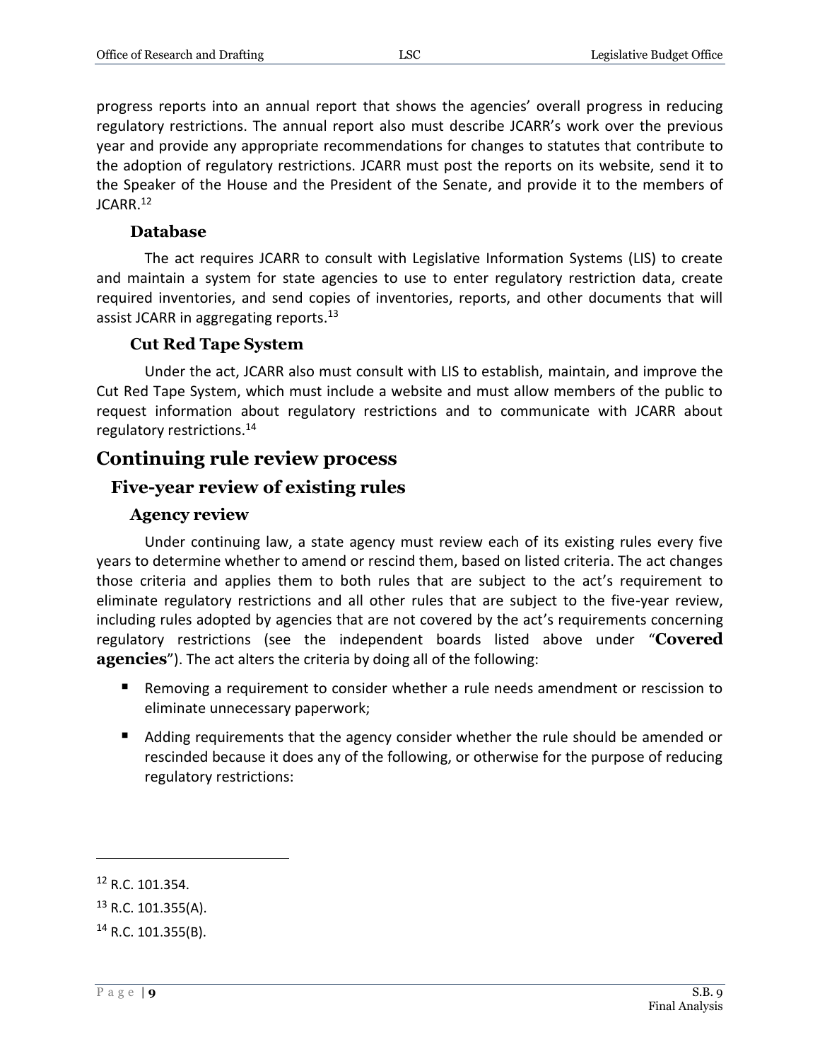progress reports into an annual report that shows the agencies' overall progress in reducing regulatory restrictions. The annual report also must describe JCARR's work over the previous year and provide any appropriate recommendations for changes to statutes that contribute to the adoption of regulatory restrictions. JCARR must post the reports on its website, send it to the Speaker of the House and the President of the Senate, and provide it to the members of JCARR.[12]

#### Database

The act requires JCARR to consult with Legislative Information Systems (LIS) to create and maintain a system for state agencies to use to enter regulatory restriction data, create required inventories, and send copies of inventories, reports, and other documents that will assist JCARR in aggregating reports.[13]

#### Cut Red Tape System

Under the act, JCARR also must consult with LIS to establish, maintain, and improve the Cut Red Tape System, which must include a website and must allow members of the public to request information about regulatory restrictions and to communicate with JCARR about regulatory restrictions.[14]

## Continuing rule review process

### Five-year review of existing rules

#### Agency review

Under continuing law, a state agency must review each of its existing rules every five years to determine whether to amend or rescind them, based on listed criteria. The act changes those criteria and applies them to both rules that are subject to the act's requirement to eliminate regulatory restrictions and all other rules that are subject to the five-year review, including rules adopted by agencies that are not covered by the act's requirements concerning regulatory restrictions (see the independent boards listed above under "**Covered agencies**"). The act alters the criteria by doing all of the following:

- Removing a requirement to consider whether a rule needs amendment or rescission to eliminate unnecessary paperwork;
- Adding requirements that the agency consider whether the rule should be amended or rescinded because it does any of the following, or otherwise for the purpose of reducing regulatory restrictions:

---

[12] R.C. 101.354.

[13] R.C. 101.355(A).

[14] R.C. 101.355(B).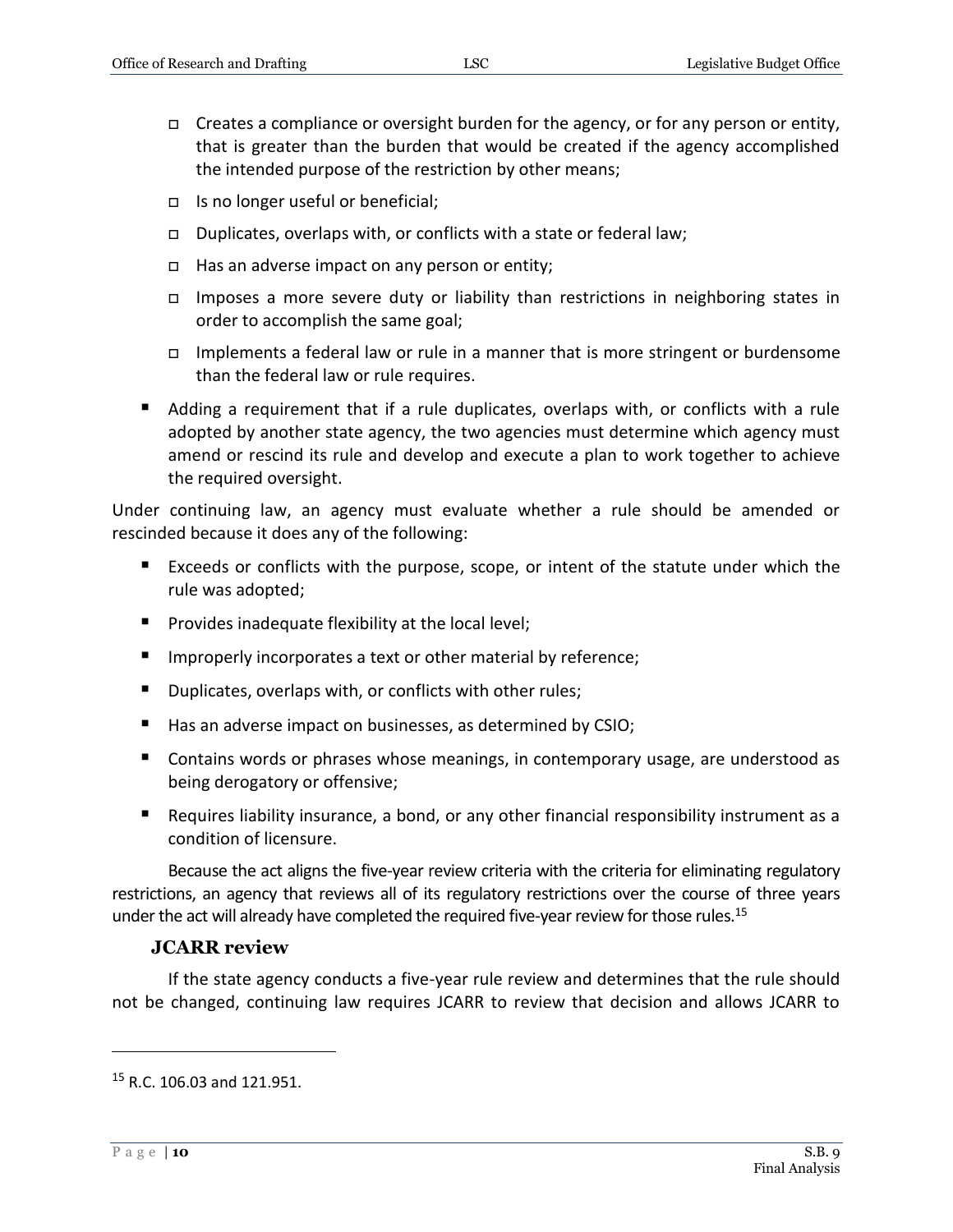- Creates a compliance or oversight burden for the agency, or for any person or entity, that is greater than the burden that would be created if the agency accomplished the intended purpose of the restriction by other means;
  - Is no longer useful or beneficial;
  - Duplicates, overlaps with, or conflicts with a state or federal law;
  - Has an adverse impact on any person or entity;
  - Imposes a more severe duty or liability than restrictions in neighboring states in order to accomplish the same goal;
  - Implements a federal law or rule in a manner that is more stringent or burdensome than the federal law or rule requires.
- Adding a requirement that if a rule duplicates, overlaps with, or conflicts with a rule adopted by another state agency, the two agencies must determine which agency must amend or rescind its rule and develop and execute a plan to work together to achieve the required oversight.

Under continuing law, an agency must evaluate whether a rule should be amended or rescinded because it does any of the following:

- Exceeds or conflicts with the purpose, scope, or intent of the statute under which the rule was adopted;
- Provides inadequate flexibility at the local level;
- Improperly incorporates a text or other material by reference;
- Duplicates, overlaps with, or conflicts with other rules;
- Has an adverse impact on businesses, as determined by CSIO;
- Contains words or phrases whose meanings, in contemporary usage, are understood as being derogatory or offensive;
- Requires liability insurance, a bond, or any other financial responsibility instrument as a condition of licensure.

Because the act aligns the five-year review criteria with the criteria for eliminating regulatory restrictions, an agency that reviews all of its regulatory restrictions over the course of three years under the act will already have completed the required five-year review for those rules.[15]

### JCARR review

If the state agency conducts a five-year rule review and determines that the rule should not be changed, continuing law requires JCARR to review that decision and allows JCARR to

[15] R.C. 106.03 and 121.951.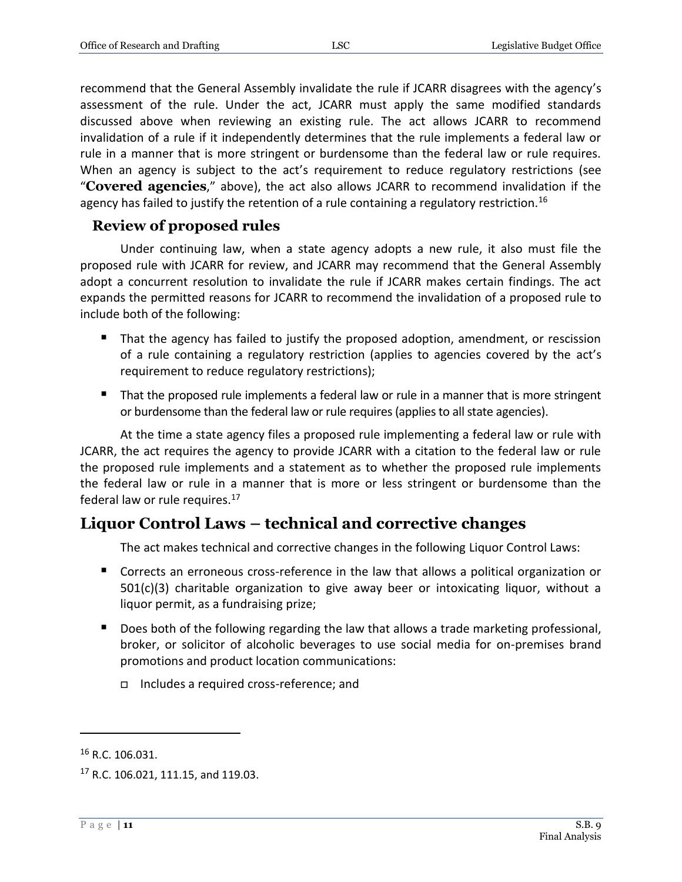recommend that the General Assembly invalidate the rule if JCARR disagrees with the agency's assessment of the rule. Under the act, JCARR must apply the same modified standards discussed above when reviewing an existing rule. The act allows JCARR to recommend invalidation of a rule if it independently determines that the rule implements a federal law or rule in a manner that is more stringent or burdensome than the federal law or rule requires. When an agency is subject to the act's requirement to reduce regulatory restrictions (see "**Covered agencies**," above), the act also allows JCARR to recommend invalidation if the agency has failed to justify the retention of a rule containing a regulatory restriction.[16]

### Review of proposed rules

Under continuing law, when a state agency adopts a new rule, it also must file the proposed rule with JCARR for review, and JCARR may recommend that the General Assembly adopt a concurrent resolution to invalidate the rule if JCARR makes certain findings. The act expands the permitted reasons for JCARR to recommend the invalidation of a proposed rule to include both of the following:

- That the agency has failed to justify the proposed adoption, amendment, or rescission of a rule containing a regulatory restriction (applies to agencies covered by the act's requirement to reduce regulatory restrictions);
- That the proposed rule implements a federal law or rule in a manner that is more stringent or burdensome than the federal law or rule requires (applies to all state agencies).

At the time a state agency files a proposed rule implementing a federal law or rule with JCARR, the act requires the agency to provide JCARR with a citation to the federal law or rule the proposed rule implements and a statement as to whether the proposed rule implements the federal law or rule in a manner that is more or less stringent or burdensome than the federal law or rule requires.[17]

## Liquor Control Laws – technical and corrective changes

The act makes technical and corrective changes in the following Liquor Control Laws:

- Corrects an erroneous cross-reference in the law that allows a political organization or 501(c)(3) charitable organization to give away beer or intoxicating liquor, without a liquor permit, as a fundraising prize;
- Does both of the following regarding the law that allows a trade marketing professional, broker, or solicitor of alcoholic beverages to use social media for on-premises brand promotions and product location communications:
  - Includes a required cross-reference; and

---

[16] R.C. 106.031.

[17] R.C. 106.021, 111.15, and 119.03.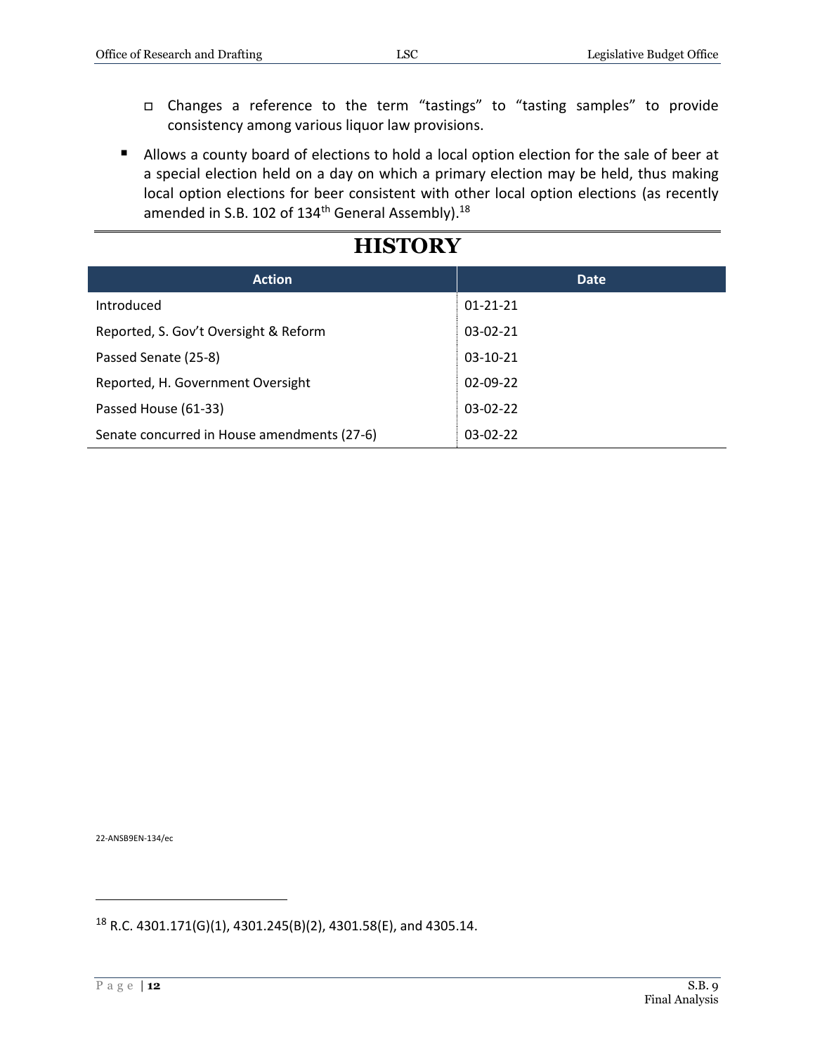- Changes a reference to the term "tastings" to "tasting samples" to provide consistency among various liquor law provisions.

- Allows a county board of elections to hold a local option election for the sale of beer at a special election held on a day on which a primary election may be held, thus making local option elections for beer consistent with other local option elections (as recently amended in S.B. 102 of 134th General Assembly).[18]

# HISTORY

| Action | Date |
| --- | --- |
| Introduced | 01-21-21 |
| Reported, S. Gov't Oversight & Reform | 03-02-21 |
| Passed Senate (25-8) | 03-10-21 |
| Reported, H. Government Oversight | 02-09-22 |
| Passed House (61-33) | 03-02-22 |
| Senate concurred in House amendments (27-6) | 03-02-22 |

22-ANSB9EN-134/ec

[18] R.C. 4301.171(G)(1), 4301.245(B)(2), 4301.58(E), and 4305.14.